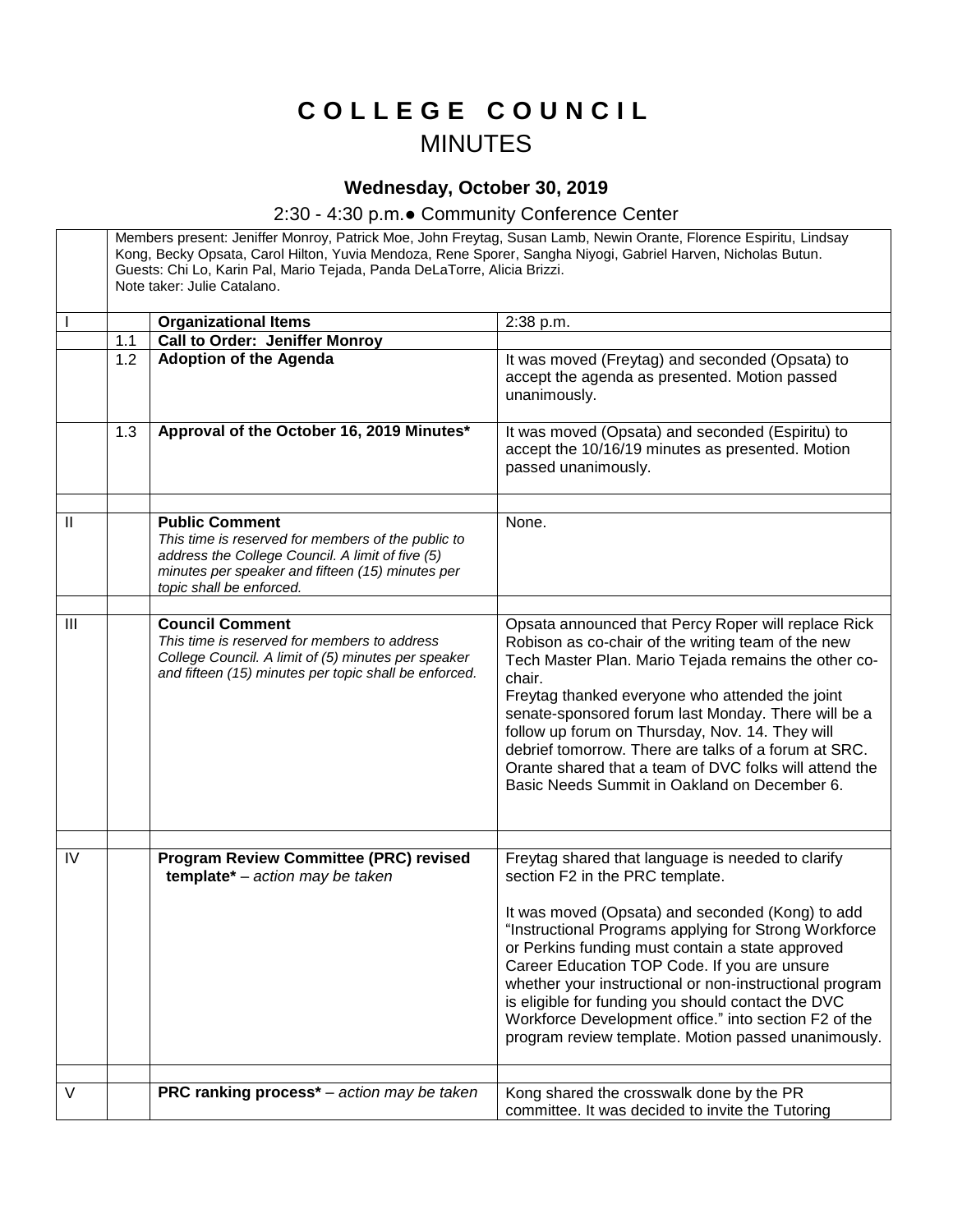# COLLEGE COUNCIL

## MINUTES

### Wednesday, October 30, 2019

2:30 - 4:30 p.m.● Community Conference Center

| | | | |
|---|---|---|---|
| | Members present: Jeniffer Monroy, Patrick Moe, John Freytag, Susan Lamb, Newin Orante, Florence Espiritu, Lindsay Kong, Becky Opsata, Carol Hilton, Yuvia Mendoza, Rene Sporer, Sangha Niyogi, Gabriel Harven, Nicholas Butun.<br>Guests: Chi Lo, Karin Pal, Mario Tejada, Panda DeLaTorre, Alicia Brizzi.<br>Note taker: Julie Catalano. | | |
| I | | **Organizational Items** | 2:38 p.m. |
| | 1.1 | **Call to Order: Jeniffer Monroy** | |
| | 1.2 | **Adoption of the Agenda** | It was moved (Freytag) and seconded (Opsata) to accept the agenda as presented. Motion passed unanimously. |
| | 1.3 | **Approval of the October 16, 2019 Minutes*** | It was moved (Opsata) and seconded (Espiritu) to accept the 10/16/19 minutes as presented. Motion passed unanimously. |
| | | | |
| II | | **Public Comment**<br>*This time is reserved for members of the public to address the College Council. A limit of five (5) minutes per speaker and fifteen (15) minutes per topic shall be enforced.* | None. |
| | | | |
| III | | **Council Comment**<br>*This time is reserved for members to address College Council. A limit of (5) minutes per speaker and fifteen (15) minutes per topic shall be enforced.* | Opsata announced that Percy Roper will replace Rick Robison as co-chair of the writing team of the new Tech Master Plan. Mario Tejada remains the other co-chair.<br>Freytag thanked everyone who attended the joint senate-sponsored forum last Monday. There will be a follow up forum on Thursday, Nov. 14. They will debrief tomorrow. There are talks of a forum at SRC.<br>Orante shared that a team of DVC folks will attend the Basic Needs Summit in Oakland on December 6. |
| | | | |
| IV | | **Program Review Committee (PRC) revised template*** – *action may be taken* | Freytag shared that language is needed to clarify section F2 in the PRC template.<br><br>It was moved (Opsata) and seconded (Kong) to add "Instructional Programs applying for Strong Workforce or Perkins funding must contain a state approved Career Education TOP Code. If you are unsure whether your instructional or non-instructional program is eligible for funding you should contact the DVC Workforce Development office." into section F2 of the program review template. Motion passed unanimously. |
| | | | |
| V | | **PRC ranking process*** – *action may be taken* | Kong shared the crosswalk done by the PR committee. It was decided to invite the Tutoring |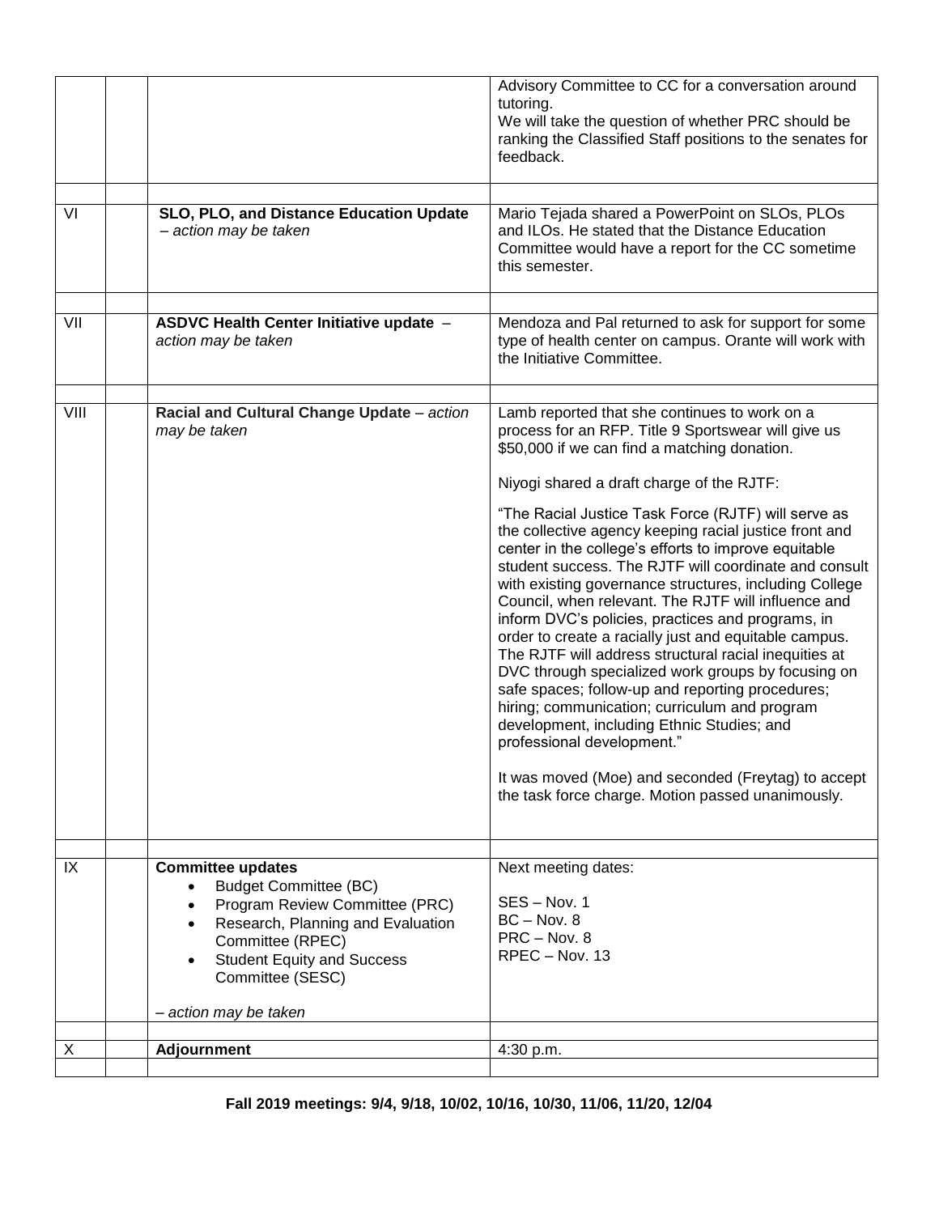| | | | |
|---|---|---|---|
| | | | Advisory Committee to CC for a conversation around tutoring.<br>We will take the question of whether PRC should be ranking the Classified Staff positions to the senates for feedback. |
| | | | |
| VI | | **SLO, PLO, and Distance Education Update** *– action may be taken* | Mario Tejada shared a PowerPoint on SLOs, PLOs and ILOs. He stated that the Distance Education Committee would have a report for the CC sometime this semester. |
| | | | |
| VII | | **ASDVC Health Center Initiative update** – *action may be taken* | Mendoza and Pal returned to ask for support for some type of health center on campus. Orante will work with the Initiative Committee. |
| | | | |
| VIII | | **Racial and Cultural Change Update** – *action may be taken* | Lamb reported that she continues to work on a process for an RFP. Title 9 Sportswear will give us $50,000 if we can find a matching donation.<br><br>Niyogi shared a draft charge of the RJTF:<br><br>"The Racial Justice Task Force (RJTF) will serve as the collective agency keeping racial justice front and center in the college's efforts to improve equitable student success. The RJTF will coordinate and consult with existing governance structures, including College Council, when relevant. The RJTF will influence and inform DVC's policies, practices and programs, in order to create a racially just and equitable campus. The RJTF will address structural racial inequities at DVC through specialized work groups by focusing on safe spaces; follow-up and reporting procedures; hiring; communication; curriculum and program development, including Ethnic Studies; and professional development."<br><br>It was moved (Moe) and seconded (Freytag) to accept the task force charge. Motion passed unanimously. |
| | | | |
| IX | | **Committee updates**<br>• Budget Committee (BC)<br>• Program Review Committee (PRC)<br>• Research, Planning and Evaluation Committee (RPEC)<br>• Student Equity and Success Committee (SESC)<br><br>*– action may be taken* | Next meeting dates:<br><br>SES – Nov. 1<br>BC – Nov. 8<br>PRC – Nov. 8<br>RPEC – Nov. 13 |
| | | | |
| X | | **Adjournment** | 4:30 p.m. |
| | | | |

**Fall 2019 meetings: 9/4, 9/18, 10/02, 10/16, 10/30, 11/06, 11/20, 12/04**